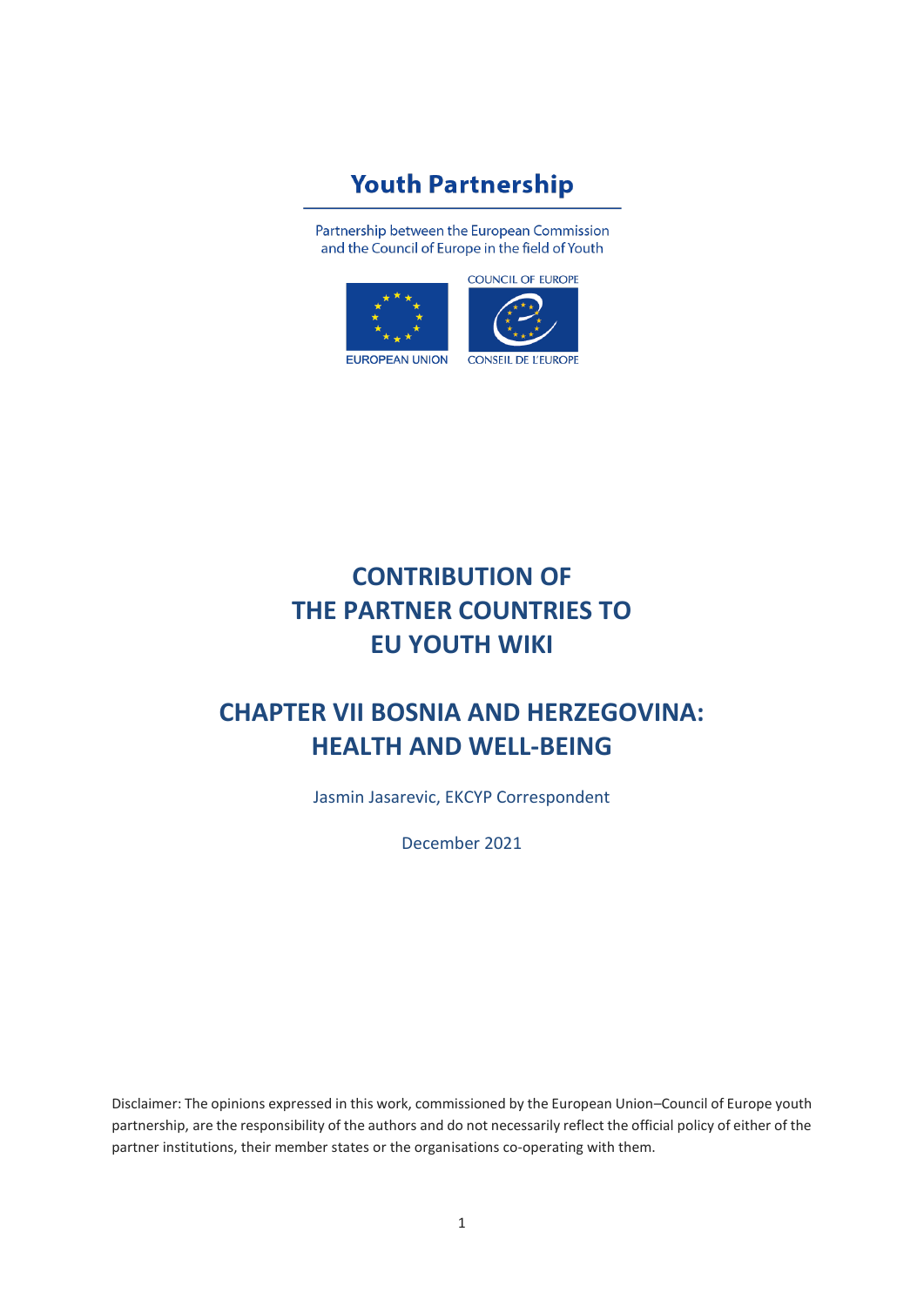**Youth Partnership**

Partnership between the European Commission and the Council of Europe in the field of Youth

EUROPEAN UNION

COUNCIL OF EUROPE

CONSEIL DE L'EUROPE

# CONTRIBUTION OF THE PARTNER COUNTRIES TO EU YOUTH WIKI

# CHAPTER VII BOSNIA AND HERZEGOVINA: HEALTH AND WELL-BEING

Jasmin Jasarevic, EKCYP Correspondent

December 2021

Disclaimer: The opinions expressed in this work, commissioned by the European Union–Council of Europe youth partnership, are the responsibility of the authors and do not necessarily reflect the official policy of either of the partner institutions, their member states or the organisations co-operating with them.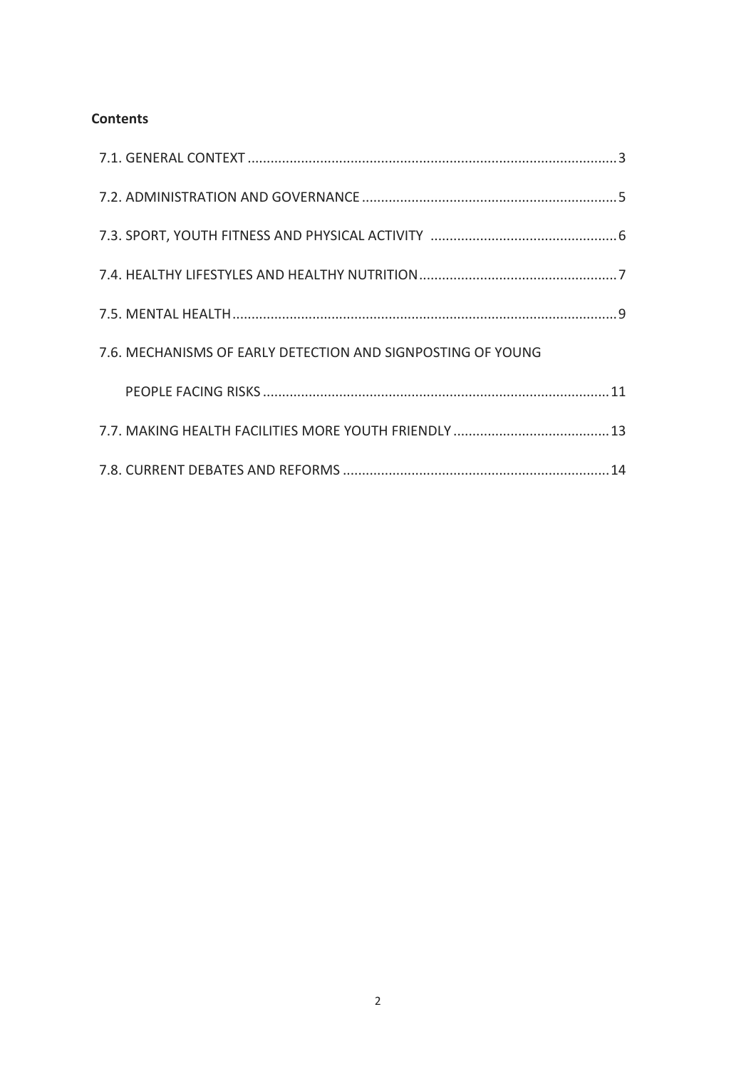**Contents**

7.1. GENERAL CONTEXT ................................................................................................ 3

7.2. ADMINISTRATION AND GOVERNANCE ................................................................... 5

7.3. SPORT, YOUTH FITNESS AND PHYSICAL ACTIVITY ................................................ 6

7.4. HEALTHY LIFESTYLES AND HEALTHY NUTRITION ................................................... 7

7.5. MENTAL HEALTH ..................................................................................................... 9

7.6. MECHANISMS OF EARLY DETECTION AND SIGNPOSTING OF YOUNG PEOPLE FACING RISKS ........................................................................................... 11

7.7. MAKING HEALTH FACILITIES MORE YOUTH FRIENDLY ......................................... 13

7.8. CURRENT DEBATES AND REFORMS ...................................................................... 14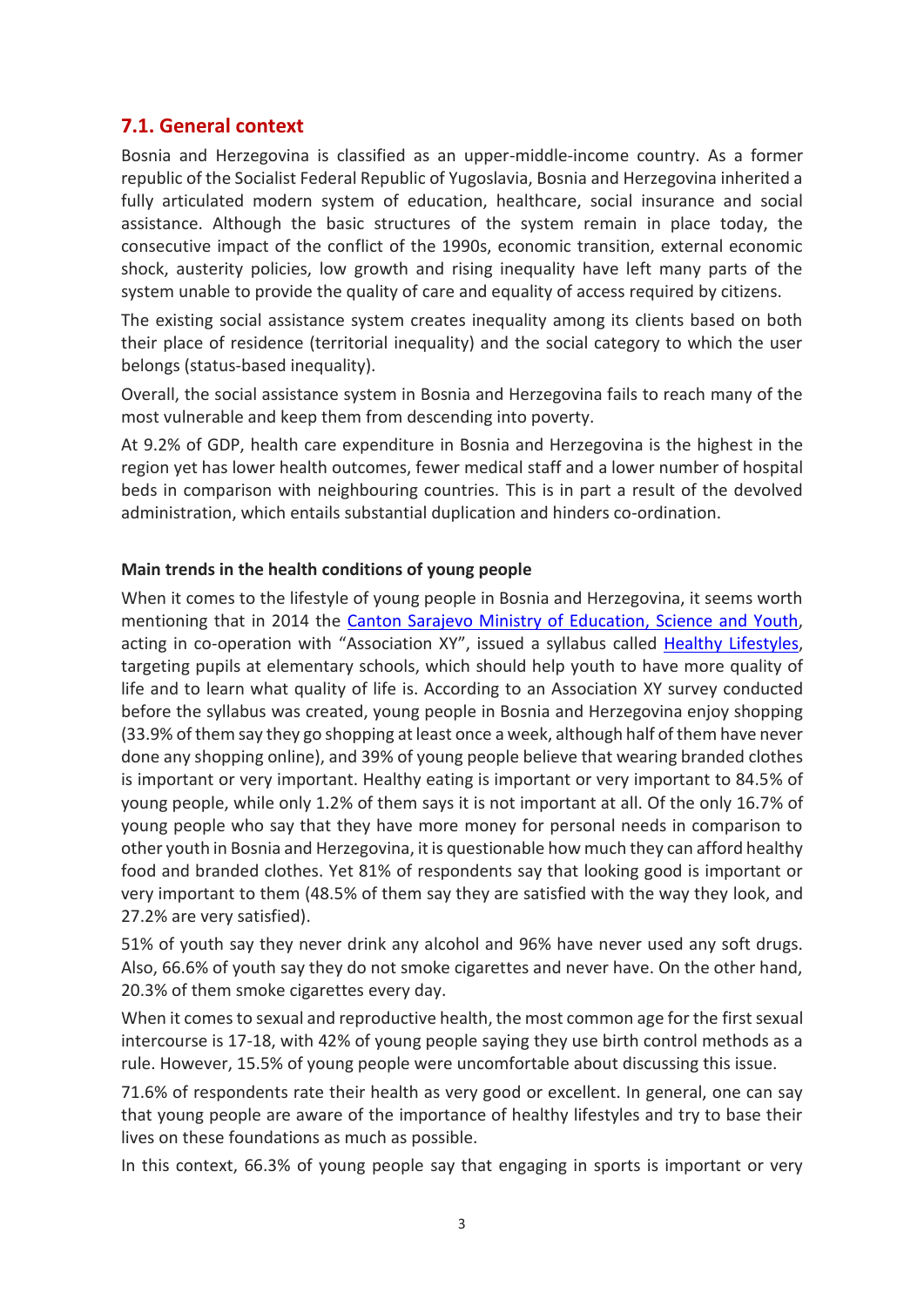## 7.1. General context

Bosnia and Herzegovina is classified as an upper-middle-income country. As a former republic of the Socialist Federal Republic of Yugoslavia, Bosnia and Herzegovina inherited a fully articulated modern system of education, healthcare, social insurance and social assistance. Although the basic structures of the system remain in place today, the consecutive impact of the conflict of the 1990s, economic transition, external economic shock, austerity policies, low growth and rising inequality have left many parts of the system unable to provide the quality of care and equality of access required by citizens.

The existing social assistance system creates inequality among its clients based on both their place of residence (territorial inequality) and the social category to which the user belongs (status-based inequality).

Overall, the social assistance system in Bosnia and Herzegovina fails to reach many of the most vulnerable and keep them from descending into poverty.

At 9.2% of GDP, health care expenditure in Bosnia and Herzegovina is the highest in the region yet has lower health outcomes, fewer medical staff and a lower number of hospital beds in comparison with neighbouring countries. This is in part a result of the devolved administration, which entails substantial duplication and hinders co-ordination.

**Main trends in the health conditions of young people**

When it comes to the lifestyle of young people in Bosnia and Herzegovina, it seems worth mentioning that in 2014 the Canton Sarajevo Ministry of Education, Science and Youth, acting in co-operation with "Association XY", issued a syllabus called Healthy Lifestyles, targeting pupils at elementary schools, which should help youth to have more quality of life and to learn what quality of life is. According to an Association XY survey conducted before the syllabus was created, young people in Bosnia and Herzegovina enjoy shopping (33.9% of them say they go shopping at least once a week, although half of them have never done any shopping online), and 39% of young people believe that wearing branded clothes is important or very important. Healthy eating is important or very important to 84.5% of young people, while only 1.2% of them says it is not important at all. Of the only 16.7% of young people who say that they have more money for personal needs in comparison to other youth in Bosnia and Herzegovina, it is questionable how much they can afford healthy food and branded clothes. Yet 81% of respondents say that looking good is important or very important to them (48.5% of them say they are satisfied with the way they look, and 27.2% are very satisfied).

51% of youth say they never drink any alcohol and 96% have never used any soft drugs. Also, 66.6% of youth say they do not smoke cigarettes and never have. On the other hand, 20.3% of them smoke cigarettes every day.

When it comes to sexual and reproductive health, the most common age for the first sexual intercourse is 17-18, with 42% of young people saying they use birth control methods as a rule. However, 15.5% of young people were uncomfortable about discussing this issue.

71.6% of respondents rate their health as very good or excellent. In general, one can say that young people are aware of the importance of healthy lifestyles and try to base their lives on these foundations as much as possible.

In this context, 66.3% of young people say that engaging in sports is important or very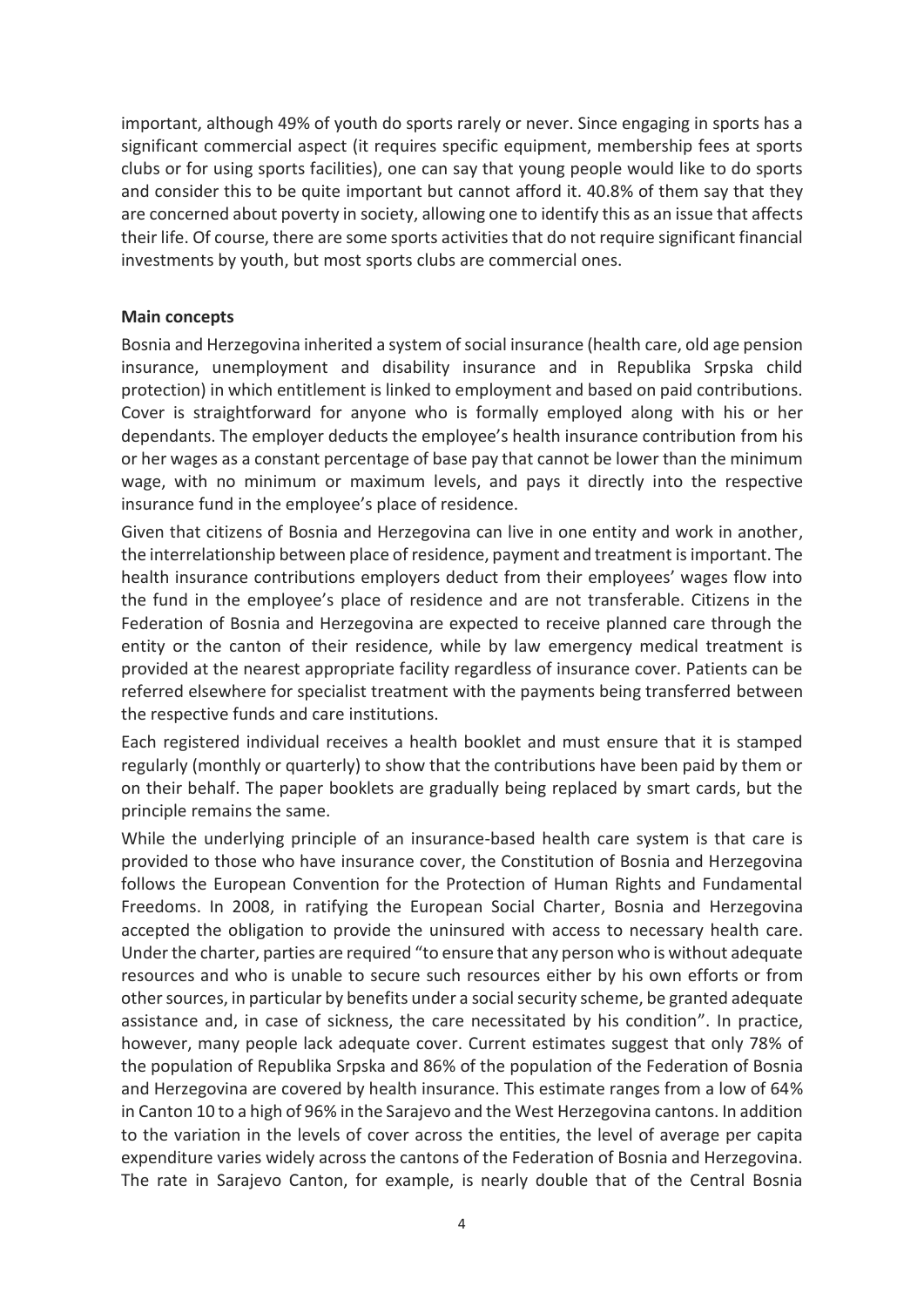important, although 49% of youth do sports rarely or never. Since engaging in sports has a significant commercial aspect (it requires specific equipment, membership fees at sports clubs or for using sports facilities), one can say that young people would like to do sports and consider this to be quite important but cannot afford it. 40.8% of them say that they are concerned about poverty in society, allowing one to identify this as an issue that affects their life. Of course, there are some sports activities that do not require significant financial investments by youth, but most sports clubs are commercial ones.

**Main concepts**

Bosnia and Herzegovina inherited a system of social insurance (health care, old age pension insurance, unemployment and disability insurance and in Republika Srpska child protection) in which entitlement is linked to employment and based on paid contributions. Cover is straightforward for anyone who is formally employed along with his or her dependants. The employer deducts the employee's health insurance contribution from his or her wages as a constant percentage of base pay that cannot be lower than the minimum wage, with no minimum or maximum levels, and pays it directly into the respective insurance fund in the employee's place of residence.

Given that citizens of Bosnia and Herzegovina can live in one entity and work in another, the interrelationship between place of residence, payment and treatment is important. The health insurance contributions employers deduct from their employees' wages flow into the fund in the employee's place of residence and are not transferable. Citizens in the Federation of Bosnia and Herzegovina are expected to receive planned care through the entity or the canton of their residence, while by law emergency medical treatment is provided at the nearest appropriate facility regardless of insurance cover. Patients can be referred elsewhere for specialist treatment with the payments being transferred between the respective funds and care institutions.

Each registered individual receives a health booklet and must ensure that it is stamped regularly (monthly or quarterly) to show that the contributions have been paid by them or on their behalf. The paper booklets are gradually being replaced by smart cards, but the principle remains the same.

While the underlying principle of an insurance-based health care system is that care is provided to those who have insurance cover, the Constitution of Bosnia and Herzegovina follows the European Convention for the Protection of Human Rights and Fundamental Freedoms. In 2008, in ratifying the European Social Charter, Bosnia and Herzegovina accepted the obligation to provide the uninsured with access to necessary health care. Under the charter, parties are required "to ensure that any person who is without adequate resources and who is unable to secure such resources either by his own efforts or from other sources, in particular by benefits under a social security scheme, be granted adequate assistance and, in case of sickness, the care necessitated by his condition". In practice, however, many people lack adequate cover. Current estimates suggest that only 78% of the population of Republika Srpska and 86% of the population of the Federation of Bosnia and Herzegovina are covered by health insurance. This estimate ranges from a low of 64% in Canton 10 to a high of 96% in the Sarajevo and the West Herzegovina cantons. In addition to the variation in the levels of cover across the entities, the level of average per capita expenditure varies widely across the cantons of the Federation of Bosnia and Herzegovina. The rate in Sarajevo Canton, for example, is nearly double that of the Central Bosnia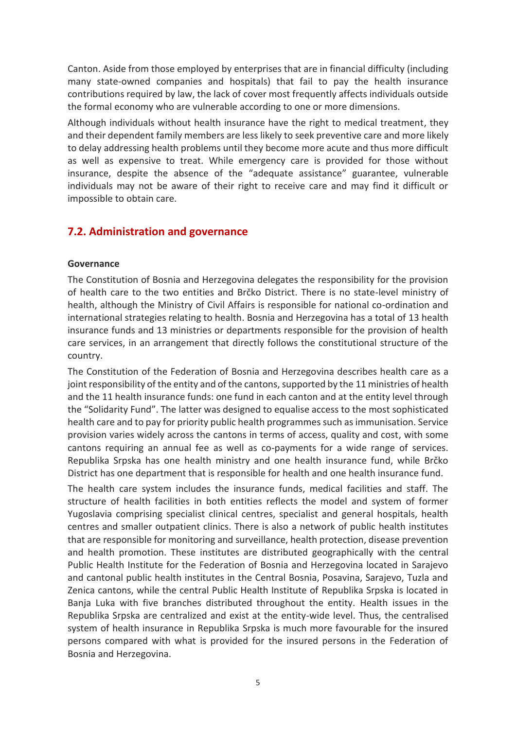Canton. Aside from those employed by enterprises that are in financial difficulty (including many state-owned companies and hospitals) that fail to pay the health insurance contributions required by law, the lack of cover most frequently affects individuals outside the formal economy who are vulnerable according to one or more dimensions.

Although individuals without health insurance have the right to medical treatment, they and their dependent family members are less likely to seek preventive care and more likely to delay addressing health problems until they become more acute and thus more difficult as well as expensive to treat. While emergency care is provided for those without insurance, despite the absence of the "adequate assistance" guarantee, vulnerable individuals may not be aware of their right to receive care and may find it difficult or impossible to obtain care.

## 7.2. Administration and governance

**Governance**

The Constitution of Bosnia and Herzegovina delegates the responsibility for the provision of health care to the two entities and Brčko District. There is no state-level ministry of health, although the Ministry of Civil Affairs is responsible for national co-ordination and international strategies relating to health. Bosnia and Herzegovina has a total of 13 health insurance funds and 13 ministries or departments responsible for the provision of health care services, in an arrangement that directly follows the constitutional structure of the country.

The Constitution of the Federation of Bosnia and Herzegovina describes health care as a joint responsibility of the entity and of the cantons, supported by the 11 ministries of health and the 11 health insurance funds: one fund in each canton and at the entity level through the "Solidarity Fund". The latter was designed to equalise access to the most sophisticated health care and to pay for priority public health programmes such as immunisation. Service provision varies widely across the cantons in terms of access, quality and cost, with some cantons requiring an annual fee as well as co-payments for a wide range of services. Republika Srpska has one health ministry and one health insurance fund, while Brčko District has one department that is responsible for health and one health insurance fund.

The health care system includes the insurance funds, medical facilities and staff. The structure of health facilities in both entities reflects the model and system of former Yugoslavia comprising specialist clinical centres, specialist and general hospitals, health centres and smaller outpatient clinics. There is also a network of public health institutes that are responsible for monitoring and surveillance, health protection, disease prevention and health promotion. These institutes are distributed geographically with the central Public Health Institute for the Federation of Bosnia and Herzegovina located in Sarajevo and cantonal public health institutes in the Central Bosnia, Posavina, Sarajevo, Tuzla and Zenica cantons, while the central Public Health Institute of Republika Srpska is located in Banja Luka with five branches distributed throughout the entity. Health issues in the Republika Srpska are centralized and exist at the entity-wide level. Thus, the centralised system of health insurance in Republika Srpska is much more favourable for the insured persons compared with what is provided for the insured persons in the Federation of Bosnia and Herzegovina.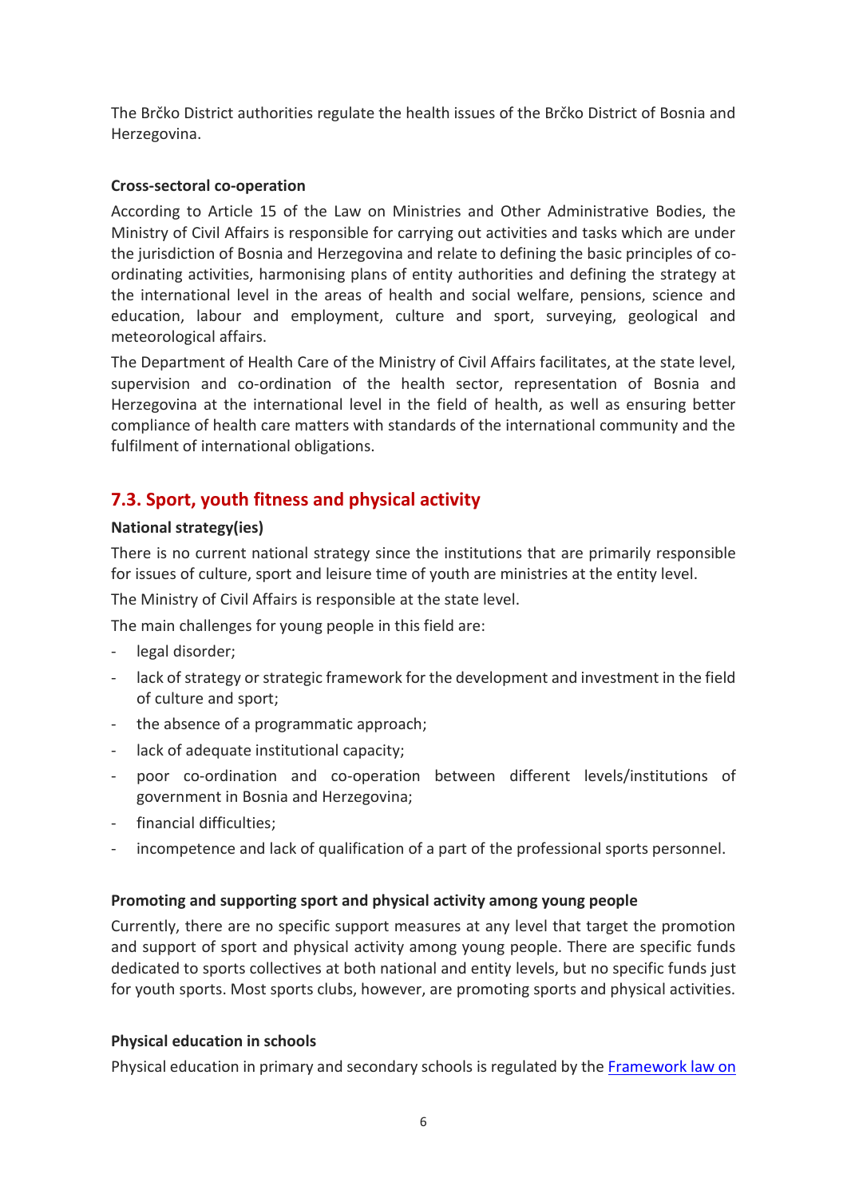The Brčko District authorities regulate the health issues of the Brčko District of Bosnia and Herzegovina.

**Cross-sectoral co-operation**

According to Article 15 of the Law on Ministries and Other Administrative Bodies, the Ministry of Civil Affairs is responsible for carrying out activities and tasks which are under the jurisdiction of Bosnia and Herzegovina and relate to defining the basic principles of co-ordinating activities, harmonising plans of entity authorities and defining the strategy at the international level in the areas of health and social welfare, pensions, science and education, labour and employment, culture and sport, surveying, geological and meteorological affairs.

The Department of Health Care of the Ministry of Civil Affairs facilitates, at the state level, supervision and co-ordination of the health sector, representation of Bosnia and Herzegovina at the international level in the field of health, as well as ensuring better compliance of health care matters with standards of the international community and the fulfilment of international obligations.

## 7.3. Sport, youth fitness and physical activity

**National strategy(ies)**

There is no current national strategy since the institutions that are primarily responsible for issues of culture, sport and leisure time of youth are ministries at the entity level.

The Ministry of Civil Affairs is responsible at the state level.

The main challenges for young people in this field are:

- legal disorder;
- lack of strategy or strategic framework for the development and investment in the field of culture and sport;
- the absence of a programmatic approach;
- lack of adequate institutional capacity;
- poor co-ordination and co-operation between different levels/institutions of government in Bosnia and Herzegovina;
- financial difficulties;
- incompetence and lack of qualification of a part of the professional sports personnel.

**Promoting and supporting sport and physical activity among young people**

Currently, there are no specific support measures at any level that target the promotion and support of sport and physical activity among young people. There are specific funds dedicated to sports collectives at both national and entity levels, but no specific funds just for youth sports. Most sports clubs, however, are promoting sports and physical activities.

**Physical education in schools**

Physical education in primary and secondary schools is regulated by the Framework law on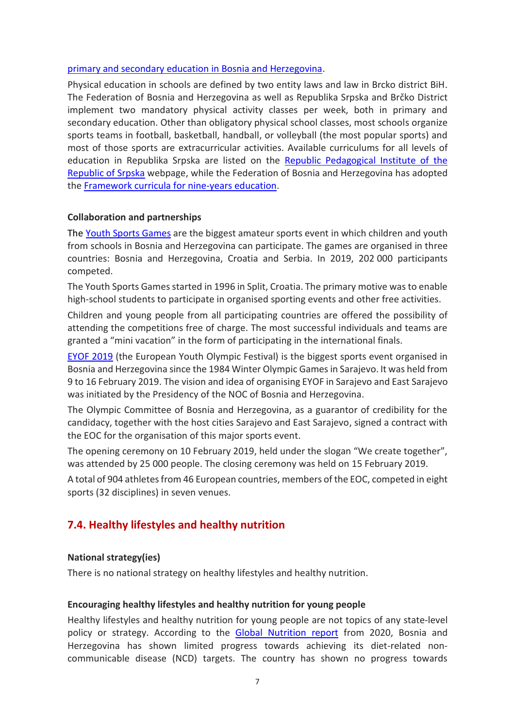primary and secondary education in Bosnia and Herzegovina.

Physical education in schools are defined by two entity laws and law in Brcko district BiH. The Federation of Bosnia and Herzegovina as well as Republika Srpska and Brčko District implement two mandatory physical activity classes per week, both in primary and secondary education. Other than obligatory physical school classes, most schools organize sports teams in football, basketball, handball, or volleyball (the most popular sports) and most of those sports are extracurricular activities. Available curriculums for all levels of education in Republika Srpska are listed on the Republic Pedagogical Institute of the Republic of Srpska webpage, while the Federation of Bosnia and Herzegovina has adopted the Framework curricula for nine-years education.

**Collaboration and partnerships**

The Youth Sports Games are the biggest amateur sports event in which children and youth from schools in Bosnia and Herzegovina can participate. The games are organised in three countries: Bosnia and Herzegovina, Croatia and Serbia. In 2019, 202 000 participants competed.

The Youth Sports Games started in 1996 in Split, Croatia. The primary motive was to enable high-school students to participate in organised sporting events and other free activities.

Children and young people from all participating countries are offered the possibility of attending the competitions free of charge. The most successful individuals and teams are granted a "mini vacation" in the form of participating in the international finals.

EYOF 2019 (the European Youth Olympic Festival) is the biggest sports event organised in Bosnia and Herzegovina since the 1984 Winter Olympic Games in Sarajevo. It was held from 9 to 16 February 2019. The vision and idea of organising EYOF in Sarajevo and East Sarajevo was initiated by the Presidency of the NOC of Bosnia and Herzegovina.

The Olympic Committee of Bosnia and Herzegovina, as a guarantor of credibility for the candidacy, together with the host cities Sarajevo and East Sarajevo, signed a contract with the EOC for the organisation of this major sports event.

The opening ceremony on 10 February 2019, held under the slogan "We create together", was attended by 25 000 people. The closing ceremony was held on 15 February 2019.

A total of 904 athletes from 46 European countries, members of the EOC, competed in eight sports (32 disciplines) in seven venues.

## 7.4. Healthy lifestyles and healthy nutrition

**National strategy(ies)**

There is no national strategy on healthy lifestyles and healthy nutrition.

**Encouraging healthy lifestyles and healthy nutrition for young people**

Healthy lifestyles and healthy nutrition for young people are not topics of any state-level policy or strategy. According to the Global Nutrition report from 2020, Bosnia and Herzegovina has shown limited progress towards achieving its diet-related non-communicable disease (NCD) targets. The country has shown no progress towards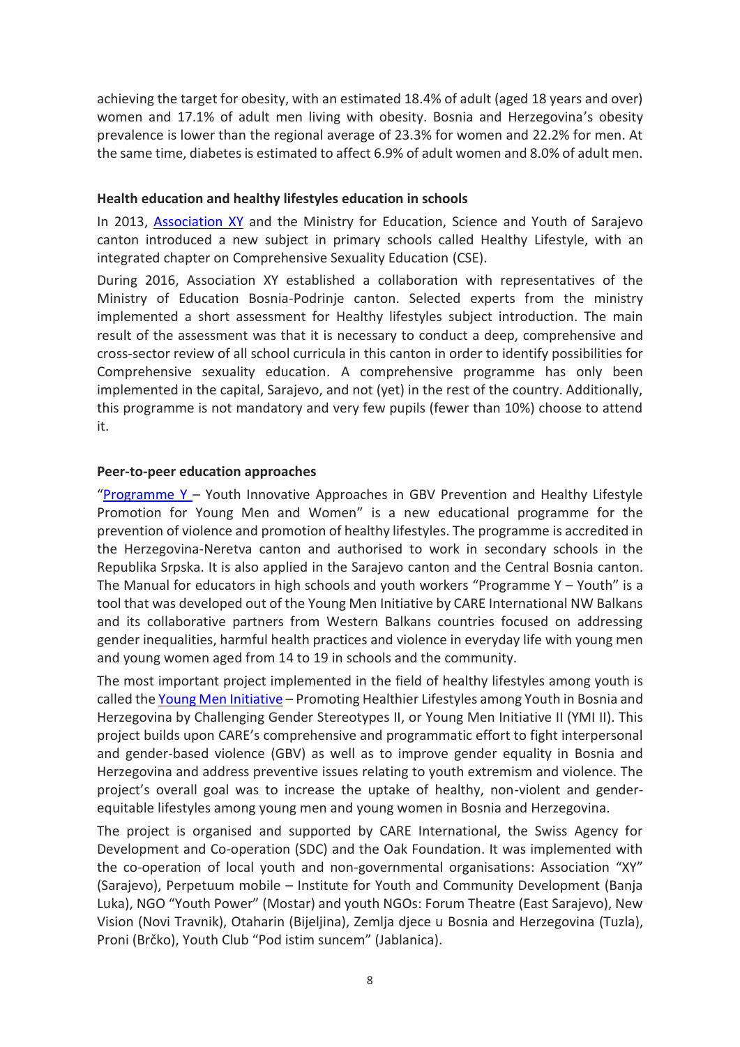achieving the target for obesity, with an estimated 18.4% of adult (aged 18 years and over) women and 17.1% of adult men living with obesity. Bosnia and Herzegovina's obesity prevalence is lower than the regional average of 23.3% for women and 22.2% for men. At the same time, diabetes is estimated to affect 6.9% of adult women and 8.0% of adult men.

### Health education and healthy lifestyles education in schools

In 2013, Association XY and the Ministry for Education, Science and Youth of Sarajevo canton introduced a new subject in primary schools called Healthy Lifestyle, with an integrated chapter on Comprehensive Sexuality Education (CSE).

During 2016, Association XY established a collaboration with representatives of the Ministry of Education Bosnia-Podrinje canton. Selected experts from the ministry implemented a short assessment for Healthy lifestyles subject introduction. The main result of the assessment was that it is necessary to conduct a deep, comprehensive and cross-sector review of all school curricula in this canton in order to identify possibilities for Comprehensive sexuality education. A comprehensive programme has only been implemented in the capital, Sarajevo, and not (yet) in the rest of the country. Additionally, this programme is not mandatory and very few pupils (fewer than 10%) choose to attend it.

### Peer-to-peer education approaches

"Programme Y – Youth Innovative Approaches in GBV Prevention and Healthy Lifestyle Promotion for Young Men and Women" is a new educational programme for the prevention of violence and promotion of healthy lifestyles. The programme is accredited in the Herzegovina-Neretva canton and authorised to work in secondary schools in the Republika Srpska. It is also applied in the Sarajevo canton and the Central Bosnia canton. The Manual for educators in high schools and youth workers "Programme Y – Youth" is a tool that was developed out of the Young Men Initiative by CARE International NW Balkans and its collaborative partners from Western Balkans countries focused on addressing gender inequalities, harmful health practices and violence in everyday life with young men and young women aged from 14 to 19 in schools and the community.

The most important project implemented in the field of healthy lifestyles among youth is called the Young Men Initiative – Promoting Healthier Lifestyles among Youth in Bosnia and Herzegovina by Challenging Gender Stereotypes II, or Young Men Initiative II (YMI II). This project builds upon CARE's comprehensive and programmatic effort to fight interpersonal and gender-based violence (GBV) as well as to improve gender equality in Bosnia and Herzegovina and address preventive issues relating to youth extremism and violence. The project's overall goal was to increase the uptake of healthy, non-violent and gender-equitable lifestyles among young men and young women in Bosnia and Herzegovina.

The project is organised and supported by CARE International, the Swiss Agency for Development and Co-operation (SDC) and the Oak Foundation. It was implemented with the co-operation of local youth and non-governmental organisations: Association "XY" (Sarajevo), Perpetuum mobile – Institute for Youth and Community Development (Banja Luka), NGO "Youth Power" (Mostar) and youth NGOs: Forum Theatre (East Sarajevo), New Vision (Novi Travnik), Otaharin (Bijeljina), Zemlja djece u Bosnia and Herzegovina (Tuzla), Proni (Brčko), Youth Club "Pod istim suncem" (Jablanica).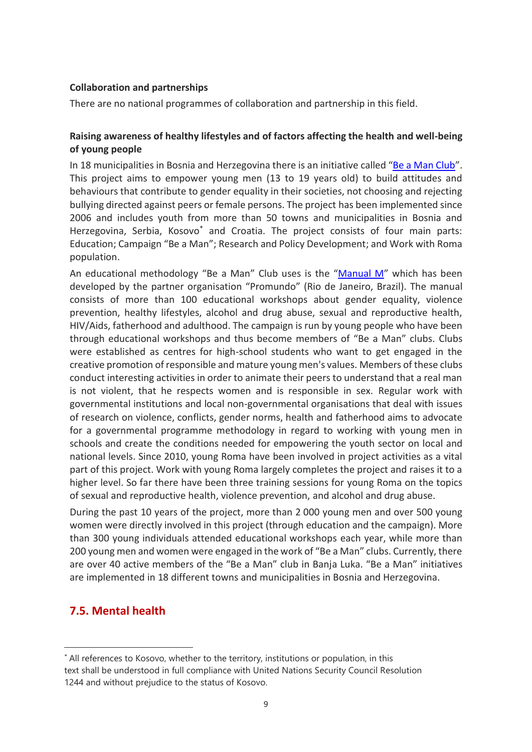**Collaboration and partnerships**

There are no national programmes of collaboration and partnership in this field.

**Raising awareness of healthy lifestyles and of factors affecting the health and well-being of young people**

In 18 municipalities in Bosnia and Herzegovina there is an initiative called "Be a Man Club". This project aims to empower young men (13 to 19 years old) to build attitudes and behaviours that contribute to gender equality in their societies, not choosing and rejecting bullying directed against peers or female persons. The project has been implemented since 2006 and includes youth from more than 50 towns and municipalities in Bosnia and Herzegovina, Serbia, Kosovo* and Croatia. The project consists of four main parts: Education; Campaign "Be a Man"; Research and Policy Development; and Work with Roma population.

An educational methodology "Be a Man" Club uses is the "Manual M" which has been developed by the partner organisation "Promundo" (Rio de Janeiro, Brazil). The manual consists of more than 100 educational workshops about gender equality, violence prevention, healthy lifestyles, alcohol and drug abuse, sexual and reproductive health, HIV/Aids, fatherhood and adulthood. The campaign is run by young people who have been through educational workshops and thus become members of "Be a Man" clubs. Clubs were established as centres for high-school students who want to get engaged in the creative promotion of responsible and mature young men's values. Members of these clubs conduct interesting activities in order to animate their peers to understand that a real man is not violent, that he respects women and is responsible in sex. Regular work with governmental institutions and local non-governmental organisations that deal with issues of research on violence, conflicts, gender norms, health and fatherhood aims to advocate for a governmental programme methodology in regard to working with young men in schools and create the conditions needed for empowering the youth sector on local and national levels. Since 2010, young Roma have been involved in project activities as a vital part of this project. Work with young Roma largely completes the project and raises it to a higher level. So far there have been three training sessions for young Roma on the topics of sexual and reproductive health, violence prevention, and alcohol and drug abuse.

During the past 10 years of the project, more than 2 000 young men and over 500 young women were directly involved in this project (through education and the campaign). More than 300 young individuals attended educational workshops each year, while more than 200 young men and women were engaged in the work of "Be a Man" clubs. Currently, there are over 40 active members of the "Be a Man" club in Banja Luka. "Be a Man" initiatives are implemented in 18 different towns and municipalities in Bosnia and Herzegovina.

## 7.5. Mental health

---

* All references to Kosovo, whether to the territory, institutions or population, in this text shall be understood in full compliance with United Nations Security Council Resolution 1244 and without prejudice to the status of Kosovo.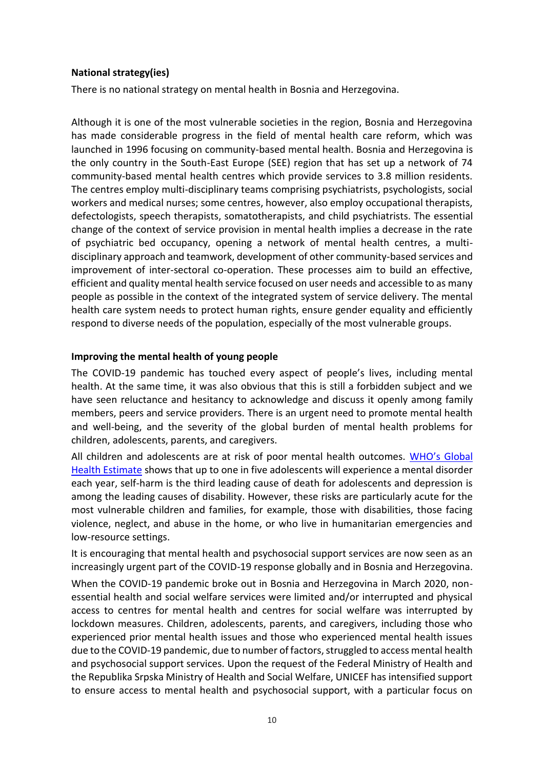**National strategy(ies)**

There is no national strategy on mental health in Bosnia and Herzegovina.

Although it is one of the most vulnerable societies in the region, Bosnia and Herzegovina has made considerable progress in the field of mental health care reform, which was launched in 1996 focusing on community-based mental health. Bosnia and Herzegovina is the only country in the South-East Europe (SEE) region that has set up a network of 74 community-based mental health centres which provide services to 3.8 million residents. The centres employ multi-disciplinary teams comprising psychiatrists, psychologists, social workers and medical nurses; some centres, however, also employ occupational therapists, defectologists, speech therapists, somatotherapists, and child psychiatrists. The essential change of the context of service provision in mental health implies a decrease in the rate of psychiatric bed occupancy, opening a network of mental health centres, a multi-disciplinary approach and teamwork, development of other community-based services and improvement of inter-sectoral co-operation. These processes aim to build an effective, efficient and quality mental health service focused on user needs and accessible to as many people as possible in the context of the integrated system of service delivery. The mental health care system needs to protect human rights, ensure gender equality and efficiently respond to diverse needs of the population, especially of the most vulnerable groups.

**Improving the mental health of young people**

The COVID-19 pandemic has touched every aspect of people's lives, including mental health. At the same time, it was also obvious that this is still a forbidden subject and we have seen reluctance and hesitancy to acknowledge and discuss it openly among family members, peers and service providers. There is an urgent need to promote mental health and well-being, and the severity of the global burden of mental health problems for children, adolescents, parents, and caregivers.

All children and adolescents are at risk of poor mental health outcomes. WHO's Global Health Estimate shows that up to one in five adolescents will experience a mental disorder each year, self-harm is the third leading cause of death for adolescents and depression is among the leading causes of disability. However, these risks are particularly acute for the most vulnerable children and families, for example, those with disabilities, those facing violence, neglect, and abuse in the home, or who live in humanitarian emergencies and low-resource settings.

It is encouraging that mental health and psychosocial support services are now seen as an increasingly urgent part of the COVID-19 response globally and in Bosnia and Herzegovina.

When the COVID-19 pandemic broke out in Bosnia and Herzegovina in March 2020, non-essential health and social welfare services were limited and/or interrupted and physical access to centres for mental health and centres for social welfare was interrupted by lockdown measures. Children, adolescents, parents, and caregivers, including those who experienced prior mental health issues and those who experienced mental health issues due to the COVID-19 pandemic, due to number of factors, struggled to access mental health and psychosocial support services. Upon the request of the Federal Ministry of Health and the Republika Srpska Ministry of Health and Social Welfare, UNICEF has intensified support to ensure access to mental health and psychosocial support, with a particular focus on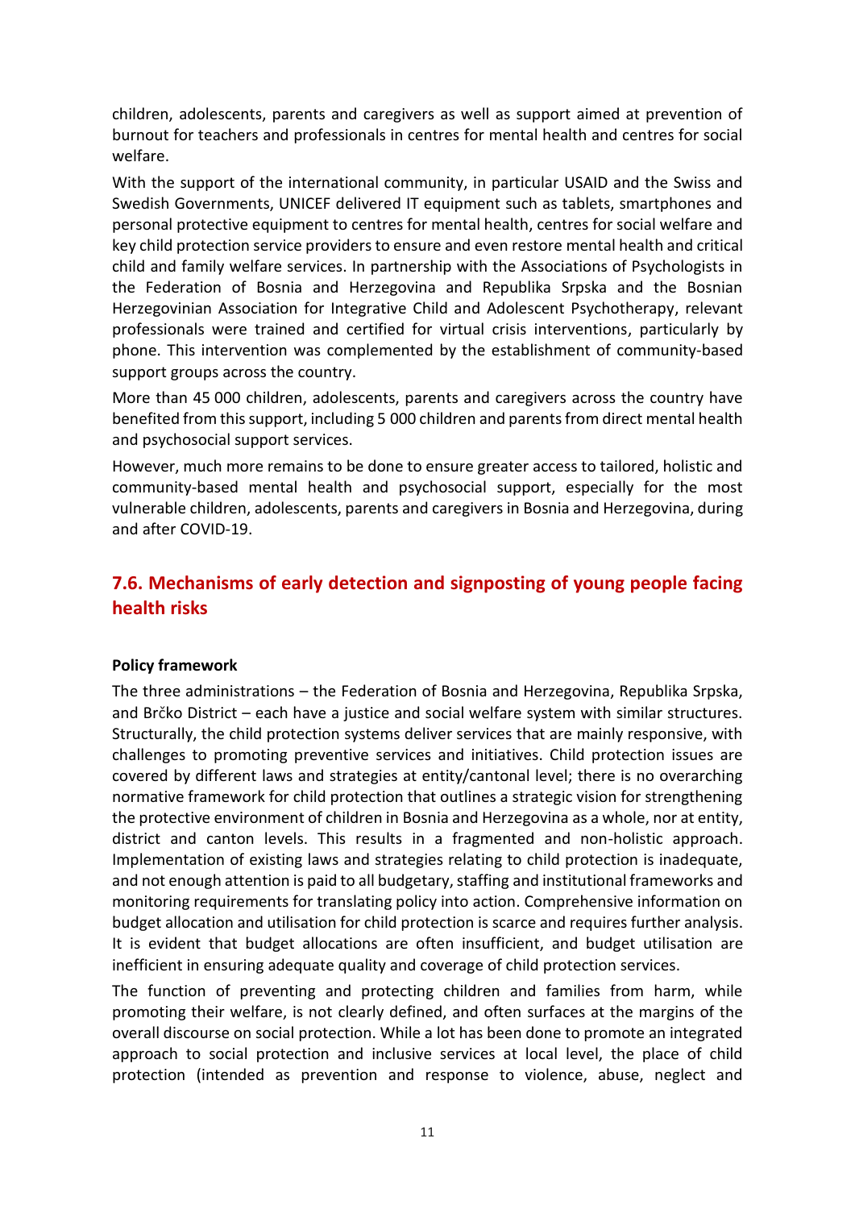children, adolescents, parents and caregivers as well as support aimed at prevention of burnout for teachers and professionals in centres for mental health and centres for social welfare.

With the support of the international community, in particular USAID and the Swiss and Swedish Governments, UNICEF delivered IT equipment such as tablets, smartphones and personal protective equipment to centres for mental health, centres for social welfare and key child protection service providers to ensure and even restore mental health and critical child and family welfare services. In partnership with the Associations of Psychologists in the Federation of Bosnia and Herzegovina and Republika Srpska and the Bosnian Herzegovinian Association for Integrative Child and Adolescent Psychotherapy, relevant professionals were trained and certified for virtual crisis interventions, particularly by phone. This intervention was complemented by the establishment of community-based support groups across the country.

More than 45 000 children, adolescents, parents and caregivers across the country have benefited from this support, including 5 000 children and parents from direct mental health and psychosocial support services.

However, much more remains to be done to ensure greater access to tailored, holistic and community-based mental health and psychosocial support, especially for the most vulnerable children, adolescents, parents and caregivers in Bosnia and Herzegovina, during and after COVID-19.

## 7.6. Mechanisms of early detection and signposting of young people facing health risks

**Policy framework**

The three administrations – the Federation of Bosnia and Herzegovina, Republika Srpska, and Brčko District – each have a justice and social welfare system with similar structures. Structurally, the child protection systems deliver services that are mainly responsive, with challenges to promoting preventive services and initiatives. Child protection issues are covered by different laws and strategies at entity/cantonal level; there is no overarching normative framework for child protection that outlines a strategic vision for strengthening the protective environment of children in Bosnia and Herzegovina as a whole, nor at entity, district and canton levels. This results in a fragmented and non-holistic approach. Implementation of existing laws and strategies relating to child protection is inadequate, and not enough attention is paid to all budgetary, staffing and institutional frameworks and monitoring requirements for translating policy into action. Comprehensive information on budget allocation and utilisation for child protection is scarce and requires further analysis. It is evident that budget allocations are often insufficient, and budget utilisation are inefficient in ensuring adequate quality and coverage of child protection services.

The function of preventing and protecting children and families from harm, while promoting their welfare, is not clearly defined, and often surfaces at the margins of the overall discourse on social protection. While a lot has been done to promote an integrated approach to social protection and inclusive services at local level, the place of child protection (intended as prevention and response to violence, abuse, neglect and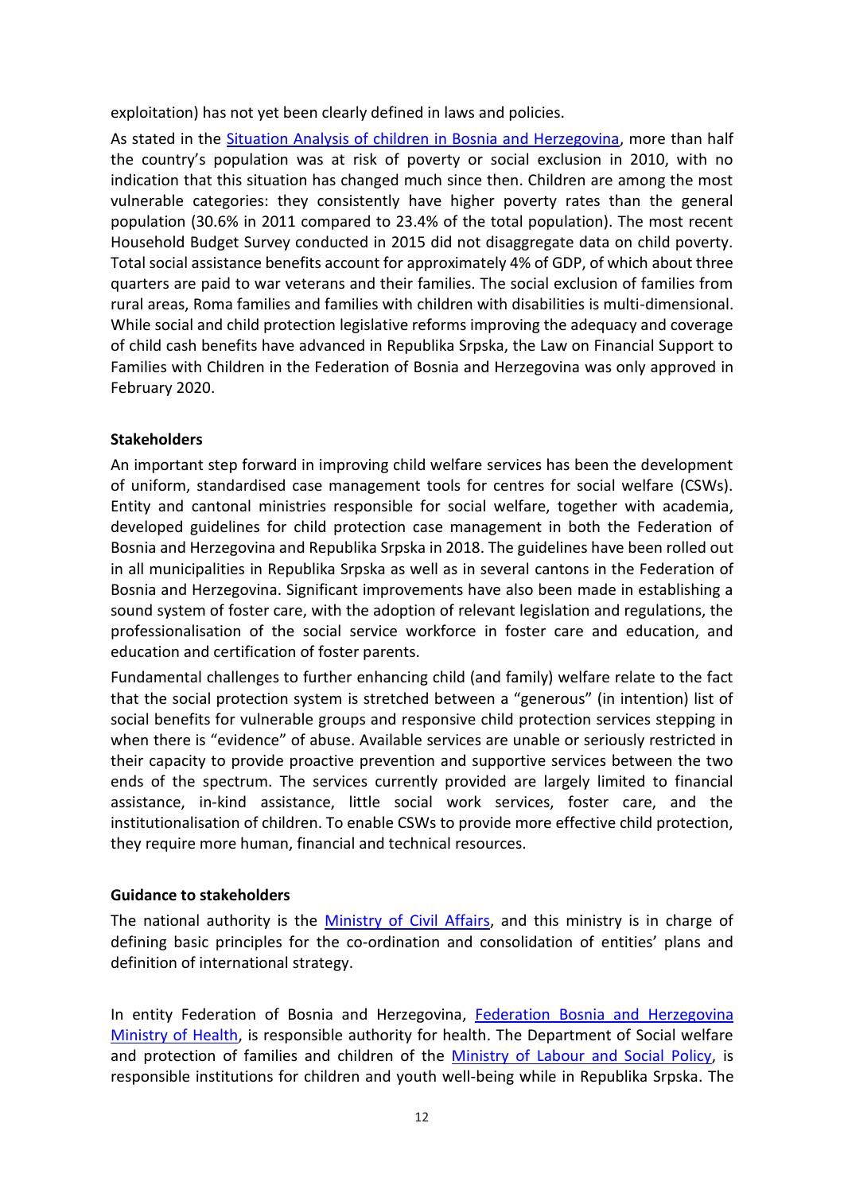exploitation) has not yet been clearly defined in laws and policies.

As stated in the [Situation Analysis of children in Bosnia and Herzegovina](), more than half the country's population was at risk of poverty or social exclusion in 2010, with no indication that this situation has changed much since then. Children are among the most vulnerable categories: they consistently have higher poverty rates than the general population (30.6% in 2011 compared to 23.4% of the total population). The most recent Household Budget Survey conducted in 2015 did not disaggregate data on child poverty. Total social assistance benefits account for approximately 4% of GDP, of which about three quarters are paid to war veterans and their families. The social exclusion of families from rural areas, Roma families and families with children with disabilities is multi-dimensional. While social and child protection legislative reforms improving the adequacy and coverage of child cash benefits have advanced in Republika Srpska, the Law on Financial Support to Families with Children in the Federation of Bosnia and Herzegovina was only approved in February 2020.

**Stakeholders**

An important step forward in improving child welfare services has been the development of uniform, standardised case management tools for centres for social welfare (CSWs). Entity and cantonal ministries responsible for social welfare, together with academia, developed guidelines for child protection case management in both the Federation of Bosnia and Herzegovina and Republika Srpska in 2018. The guidelines have been rolled out in all municipalities in Republika Srpska as well as in several cantons in the Federation of Bosnia and Herzegovina. Significant improvements have also been made in establishing a sound system of foster care, with the adoption of relevant legislation and regulations, the professionalisation of the social service workforce in foster care and education, and education and certification of foster parents.

Fundamental challenges to further enhancing child (and family) welfare relate to the fact that the social protection system is stretched between a "generous" (in intention) list of social benefits for vulnerable groups and responsive child protection services stepping in when there is "evidence" of abuse. Available services are unable or seriously restricted in their capacity to provide proactive prevention and supportive services between the two ends of the spectrum. The services currently provided are largely limited to financial assistance, in-kind assistance, little social work services, foster care, and the institutionalisation of children. To enable CSWs to provide more effective child protection, they require more human, financial and technical resources.

**Guidance to stakeholders**

The national authority is the [Ministry of Civil Affairs](), and this ministry is in charge of defining basic principles for the co-ordination and consolidation of entities' plans and definition of international strategy.

In entity Federation of Bosnia and Herzegovina, [Federation Bosnia and Herzegovina Ministry of Health](), is responsible authority for health. The Department of Social welfare and protection of families and children of the [Ministry of Labour and Social Policy](), is responsible institutions for children and youth well-being while in Republika Srpska. The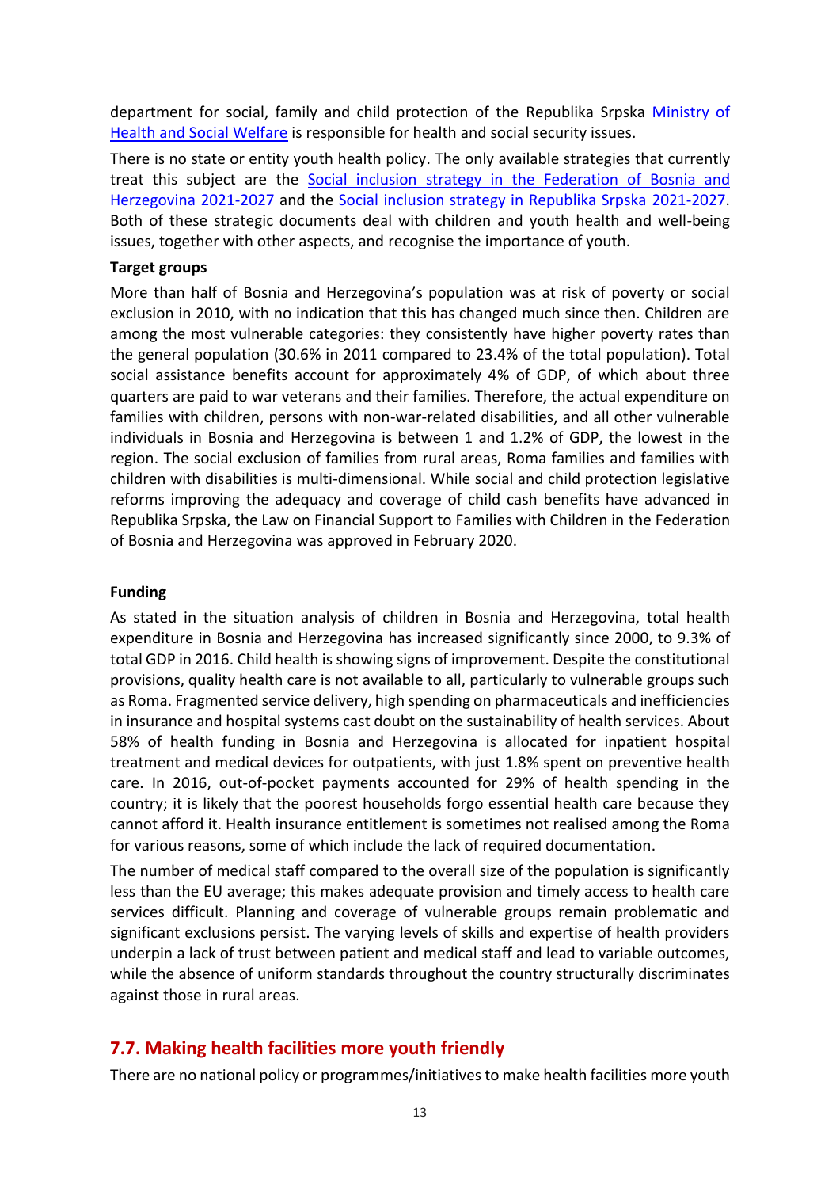department for social, family and child protection of the Republika Srpska [Ministry of Health and Social Welfare] is responsible for health and social security issues.

There is no state or entity youth health policy. The only available strategies that currently treat this subject are the [Social inclusion strategy in the Federation of Bosnia and Herzegovina 2021-2027] and the [Social inclusion strategy in Republika Srpska 2021-2027]. Both of these strategic documents deal with children and youth health and well-being issues, together with other aspects, and recognise the importance of youth.

**Target groups**

More than half of Bosnia and Herzegovina's population was at risk of poverty or social exclusion in 2010, with no indication that this has changed much since then. Children are among the most vulnerable categories: they consistently have higher poverty rates than the general population (30.6% in 2011 compared to 23.4% of the total population). Total social assistance benefits account for approximately 4% of GDP, of which about three quarters are paid to war veterans and their families. Therefore, the actual expenditure on families with children, persons with non-war-related disabilities, and all other vulnerable individuals in Bosnia and Herzegovina is between 1 and 1.2% of GDP, the lowest in the region. The social exclusion of families from rural areas, Roma families and families with children with disabilities is multi-dimensional. While social and child protection legislative reforms improving the adequacy and coverage of child cash benefits have advanced in Republika Srpska, the Law on Financial Support to Families with Children in the Federation of Bosnia and Herzegovina was approved in February 2020.

**Funding**

As stated in the situation analysis of children in Bosnia and Herzegovina, total health expenditure in Bosnia and Herzegovina has increased significantly since 2000, to 9.3% of total GDP in 2016. Child health is showing signs of improvement. Despite the constitutional provisions, quality health care is not available to all, particularly to vulnerable groups such as Roma. Fragmented service delivery, high spending on pharmaceuticals and inefficiencies in insurance and hospital systems cast doubt on the sustainability of health services. About 58% of health funding in Bosnia and Herzegovina is allocated for inpatient hospital treatment and medical devices for outpatients, with just 1.8% spent on preventive health care. In 2016, out-of-pocket payments accounted for 29% of health spending in the country; it is likely that the poorest households forgo essential health care because they cannot afford it. Health insurance entitlement is sometimes not realised among the Roma for various reasons, some of which include the lack of required documentation.

The number of medical staff compared to the overall size of the population is significantly less than the EU average; this makes adequate provision and timely access to health care services difficult. Planning and coverage of vulnerable groups remain problematic and significant exclusions persist. The varying levels of skills and expertise of health providers underpin a lack of trust between patient and medical staff and lead to variable outcomes, while the absence of uniform standards throughout the country structurally discriminates against those in rural areas.

## 7.7. Making health facilities more youth friendly

There are no national policy or programmes/initiatives to make health facilities more youth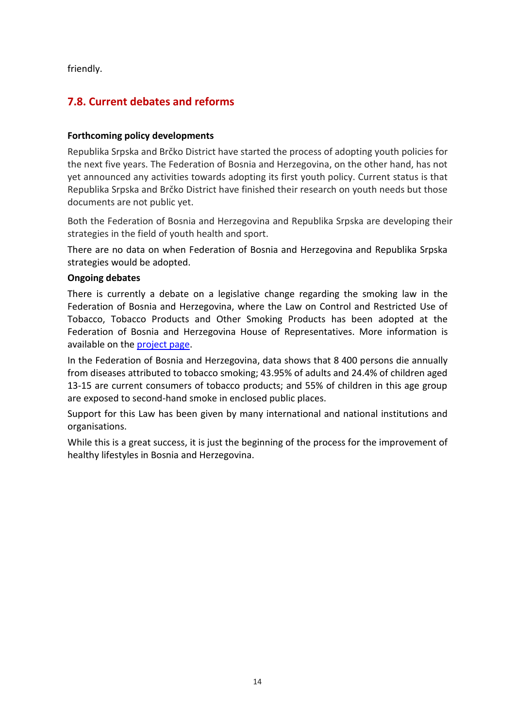friendly.

## 7.8. Current debates and reforms

**Forthcoming policy developments**

Republika Srpska and Brčko District have started the process of adopting youth policies for the next five years. The Federation of Bosnia and Herzegovina, on the other hand, has not yet announced any activities towards adopting its first youth policy. Current status is that Republika Srpska and Brčko District have finished their research on youth needs but those documents are not public yet.

Both the Federation of Bosnia and Herzegovina and Republika Srpska are developing their strategies in the field of youth health and sport.

There are no data on when Federation of Bosnia and Herzegovina and Republika Srpska strategies would be adopted.

**Ongoing debates**

There is currently a debate on a legislative change regarding the smoking law in the Federation of Bosnia and Herzegovina, where the Law on Control and Restricted Use of Tobacco, Tobacco Products and Other Smoking Products has been adopted at the Federation of Bosnia and Herzegovina House of Representatives. More information is available on the project page.

In the Federation of Bosnia and Herzegovina, data shows that 8 400 persons die annually from diseases attributed to tobacco smoking; 43.95% of adults and 24.4% of children aged 13-15 are current consumers of tobacco products; and 55% of children in this age group are exposed to second-hand smoke in enclosed public places.

Support for this Law has been given by many international and national institutions and organisations.

While this is a great success, it is just the beginning of the process for the improvement of healthy lifestyles in Bosnia and Herzegovina.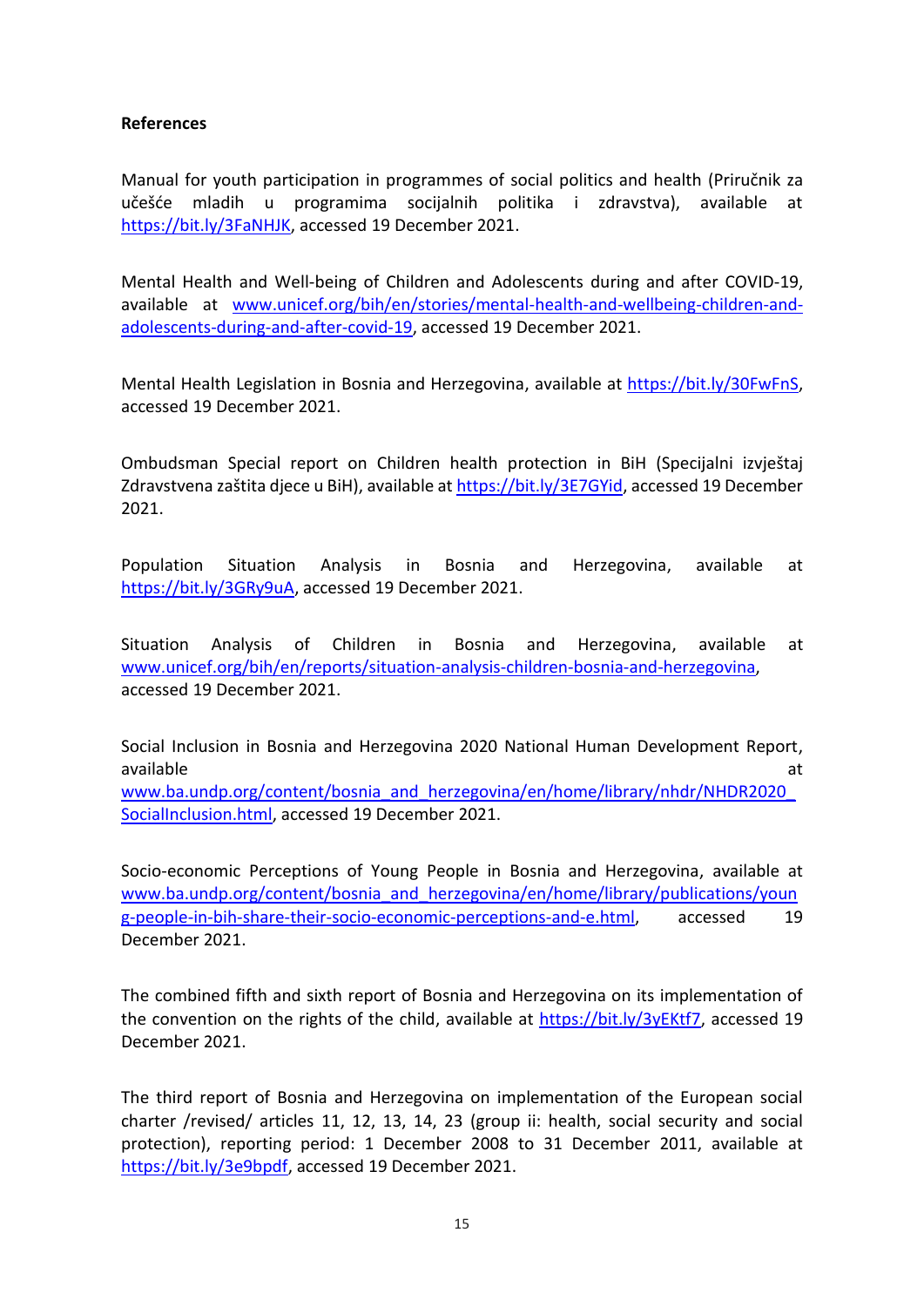**References**

Manual for youth participation in programmes of social politics and health (Priručnik za učešće mladih u programima socijalnih politika i zdravstva), available at https://bit.ly/3FaNHJK, accessed 19 December 2021.

Mental Health and Well-being of Children and Adolescents during and after COVID-19, available at www.unicef.org/bih/en/stories/mental-health-and-wellbeing-children-and-adolescents-during-and-after-covid-19, accessed 19 December 2021.

Mental Health Legislation in Bosnia and Herzegovina, available at https://bit.ly/30FwFnS, accessed 19 December 2021.

Ombudsman Special report on Children health protection in BiH (Specijalni izvještaj Zdravstvena zaštita djece u BiH), available at https://bit.ly/3E7GYid, accessed 19 December 2021.

Population Situation Analysis in Bosnia and Herzegovina, available at https://bit.ly/3GRy9uA, accessed 19 December 2021.

Situation Analysis of Children in Bosnia and Herzegovina, available at www.unicef.org/bih/en/reports/situation-analysis-children-bosnia-and-herzegovina, accessed 19 December 2021.

Social Inclusion in Bosnia and Herzegovina 2020 National Human Development Report, available at www.ba.undp.org/content/bosnia_and_herzegovina/en/home/library/nhdr/NHDR2020_SocialInclusion.html, accessed 19 December 2021.

Socio-economic Perceptions of Young People in Bosnia and Herzegovina, available at www.ba.undp.org/content/bosnia_and_herzegovina/en/home/library/publications/young-people-in-bih-share-their-socio-economic-perceptions-and-e.html, accessed 19 December 2021.

The combined fifth and sixth report of Bosnia and Herzegovina on its implementation of the convention on the rights of the child, available at https://bit.ly/3yEKtf7, accessed 19 December 2021.

The third report of Bosnia and Herzegovina on implementation of the European social charter /revised/ articles 11, 12, 13, 14, 23 (group ii: health, social security and social protection), reporting period: 1 December 2008 to 31 December 2011, available at https://bit.ly/3e9bpdf, accessed 19 December 2021.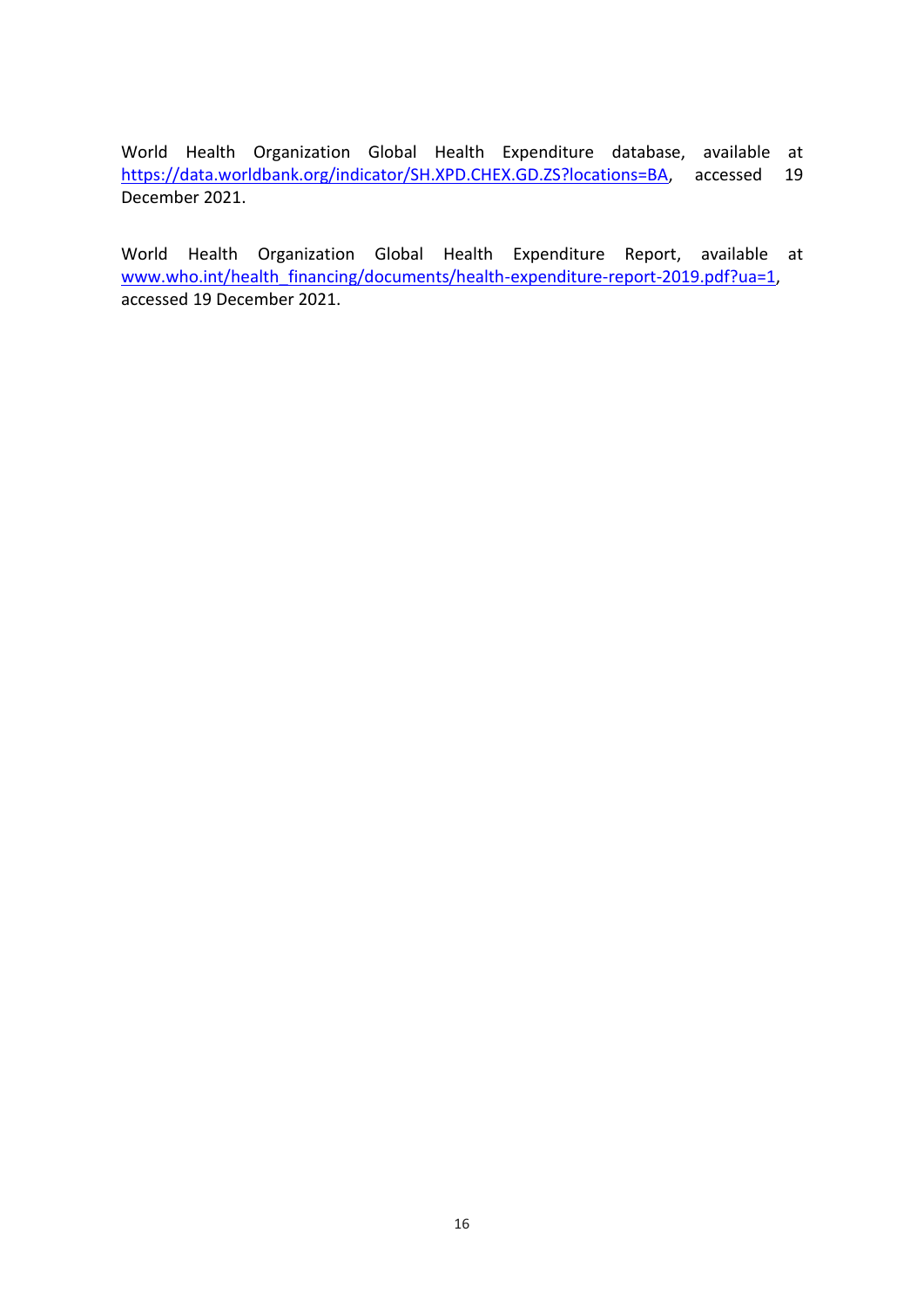World Health Organization Global Health Expenditure database, available at https://data.worldbank.org/indicator/SH.XPD.CHEX.GD.ZS?locations=BA, accessed 19 December 2021.

World Health Organization Global Health Expenditure Report, available at www.who.int/health_financing/documents/health-expenditure-report-2019.pdf?ua=1, accessed 19 December 2021.